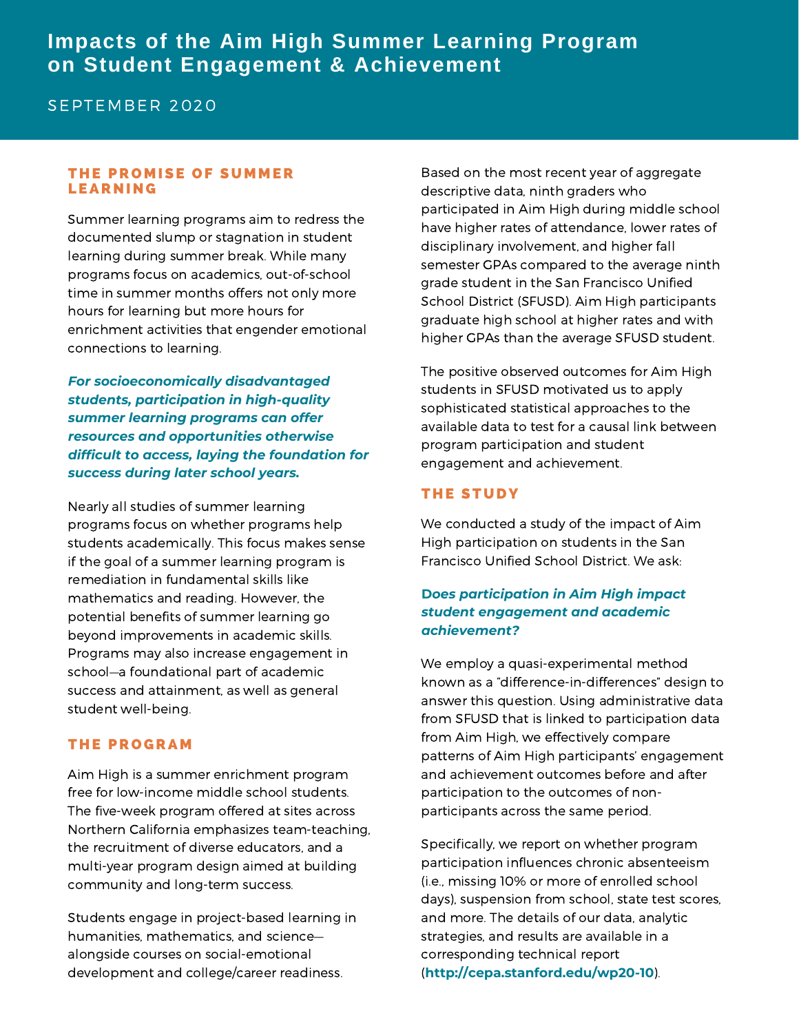# Impacts of the Aim High Summer Learning Program on Student Engagement & Achievement

SEPTEMBER 2020

## THE PROMISE OF SUMMER LEARNING

Summer learning programs aim to redress the documented slump or stagnation in student learning during summer break. While many programs focus on academics, out-of-school time in summer months offers not only more hours for learning but more hours for enrichment activities that engender emotional connections to learning.

***For socioeconomically disadvantaged students, participation in high-quality summer learning programs can offer resources and opportunities otherwise difficult to access, laying the foundation for success during later school years.***

Nearly all studies of summer learning programs focus on whether programs help students academically. This focus makes sense if the goal of a summer learning program is remediation in fundamental skills like mathematics and reading. However, the potential benefits of summer learning go beyond improvements in academic skills. Programs may also increase engagement in school—a foundational part of academic success and attainment, as well as general student well-being.

## THE PROGRAM

Aim High is a summer enrichment program free for low-income middle school students. The five-week program offered at sites across Northern California emphasizes team-teaching, the recruitment of diverse educators, and a multi-year program design aimed at building community and long-term success.

Students engage in project-based learning in humanities, mathematics, and science—alongside courses on social-emotional development and college/career readiness.

Based on the most recent year of aggregate descriptive data, ninth graders who participated in Aim High during middle school have higher rates of attendance, lower rates of disciplinary involvement, and higher fall semester GPAs compared to the average ninth grade student in the San Francisco Unified School District (SFUSD). Aim High participants graduate high school at higher rates and with higher GPAs than the average SFUSD student.

The positive observed outcomes for Aim High students in SFUSD motivated us to apply sophisticated statistical approaches to the available data to test for a causal link between program participation and student engagement and achievement.

## THE STUDY

We conducted a study of the impact of Aim High participation on students in the San Francisco Unified School District. We ask:

***Does participation in Aim High impact student engagement and academic achievement?***

We employ a quasi-experimental method known as a "difference-in-differences" design to answer this question. Using administrative data from SFUSD that is linked to participation data from Aim High, we effectively compare patterns of Aim High participants' engagement and achievement outcomes before and after participation to the outcomes of non-participants across the same period.

Specifically, we report on whether program participation influences chronic absenteeism (i.e., missing 10% or more of enrolled school days), suspension from school, state test scores, and more. The details of our data, analytic strategies, and results are available in a corresponding technical report (**http://cepa.stanford.edu/wp20-10**).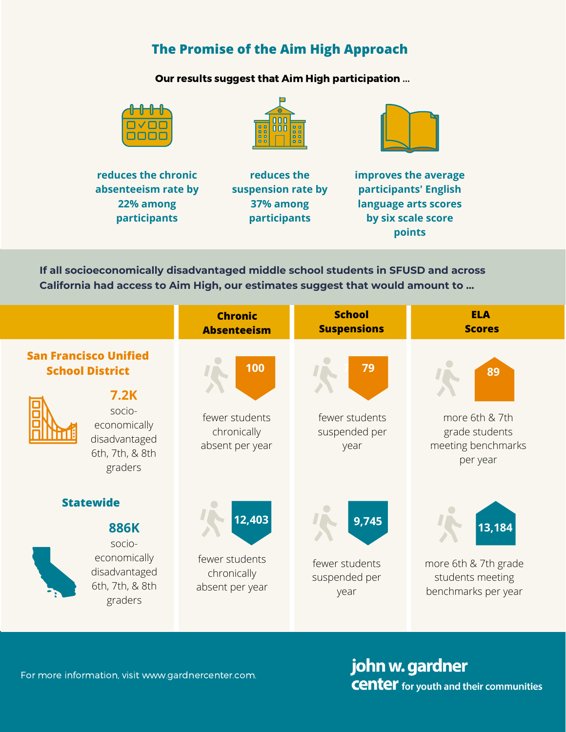# The Promise of the Aim High Approach

**Our results suggest that Aim High participation ...**

**reduces the chronic absenteeism rate by 22% among participants**

**reduces the suspension rate by 37% among participants**

**improves the average participants' English language arts scores by six scale score points**

**If all socioeconomically disadvantaged middle school students in SFUSD and across California had access to Aim High, our estimates suggest that would amount to ...**

| | Chronic Absenteeism | School Suspensions | ELA Scores |
|---|---|---|---|
| **San Francisco Unified School District** — **7.2K** socio-economically disadvantaged 6th, 7th, & 8th graders | **100** fewer students chronically absent per year | **79** fewer students suspended per year | **89** more 6th & 7th grade students meeting benchmarks per year |
| **Statewide** — **886K** socio-economically disadvantaged 6th, 7th, & 8th graders | **12,403** fewer students chronically absent per year | **9,745** fewer students suspended per year | **13,184** more 6th & 7th grade students meeting benchmarks per year |

For more information, visit www.gardnercenter.com.

john w. gardner center for youth and their communities